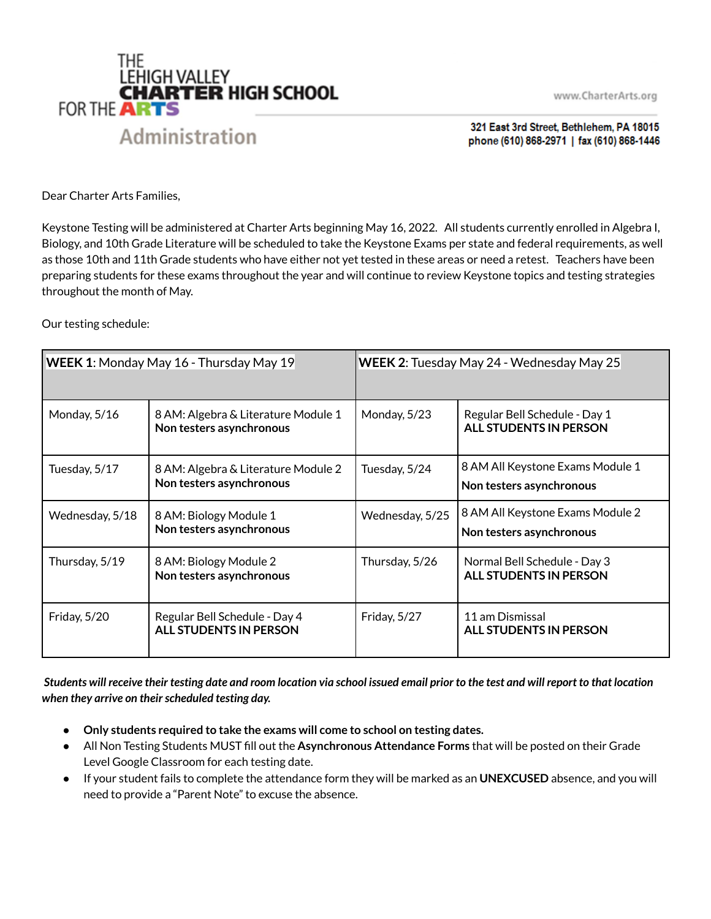THE LEHIGH VALLEY **CHARTER HIGH SCHOOL** FOR THE **ARTS**

Administration

www.CharterArts.org

321 East 3rd Street, Bethlehem, PA 18015
phone (610) 868-2971 | fax (610) 868-1446

Dear Charter Arts Families,

Keystone Testing will be administered at Charter Arts beginning May 16, 2022. All students currently enrolled in Algebra I, Biology, and 10th Grade Literature will be scheduled to take the Keystone Exams per state and federal requirements, as well as those 10th and 11th Grade students who have either not yet tested in these areas or need a retest. Teachers have been preparing students for these exams throughout the year and will continue to review Keystone topics and testing strategies throughout the month of May.

Our testing schedule:

| **WEEK 1**: Monday May 16 - Thursday May 19 | | **WEEK 2**: Tuesday May 24 - Wednesday May 25 | |
|---|---|---|---|
| Monday, 5/16 | 8 AM: Algebra & Literature Module 1<br>**Non testers asynchronous** | Monday, 5/23 | Regular Bell Schedule - Day 1<br>**ALL STUDENTS IN PERSON** |
| Tuesday, 5/17 | 8 AM: Algebra & Literature Module 2<br>**Non testers asynchronous** | Tuesday, 5/24 | 8 AM All Keystone Exams Module 1<br>**Non testers asynchronous** |
| Wednesday, 5/18 | 8 AM: Biology Module 1<br>**Non testers asynchronous** | Wednesday, 5/25 | 8 AM All Keystone Exams Module 2<br>**Non testers asynchronous** |
| Thursday, 5/19 | 8 AM: Biology Module 2<br>**Non testers asynchronous** | Thursday, 5/26 | Normal Bell Schedule - Day 3<br>**ALL STUDENTS IN PERSON** |
| Friday, 5/20 | Regular Bell Schedule - Day 4<br>**ALL STUDENTS IN PERSON** | Friday, 5/27 | 11 am Dismissal<br>**ALL STUDENTS IN PERSON** |

***Students will receive their testing date and room location via school issued email prior to the test and will report to that location when they arrive on their scheduled testing day.***

- **Only students required to take the exams will come to school on testing dates.**
- All Non Testing Students MUST fill out the **Asynchronous Attendance Forms** that will be posted on their Grade Level Google Classroom for each testing date.
- If your student fails to complete the attendance form they will be marked as an **UNEXCUSED** absence, and you will need to provide a "Parent Note" to excuse the absence.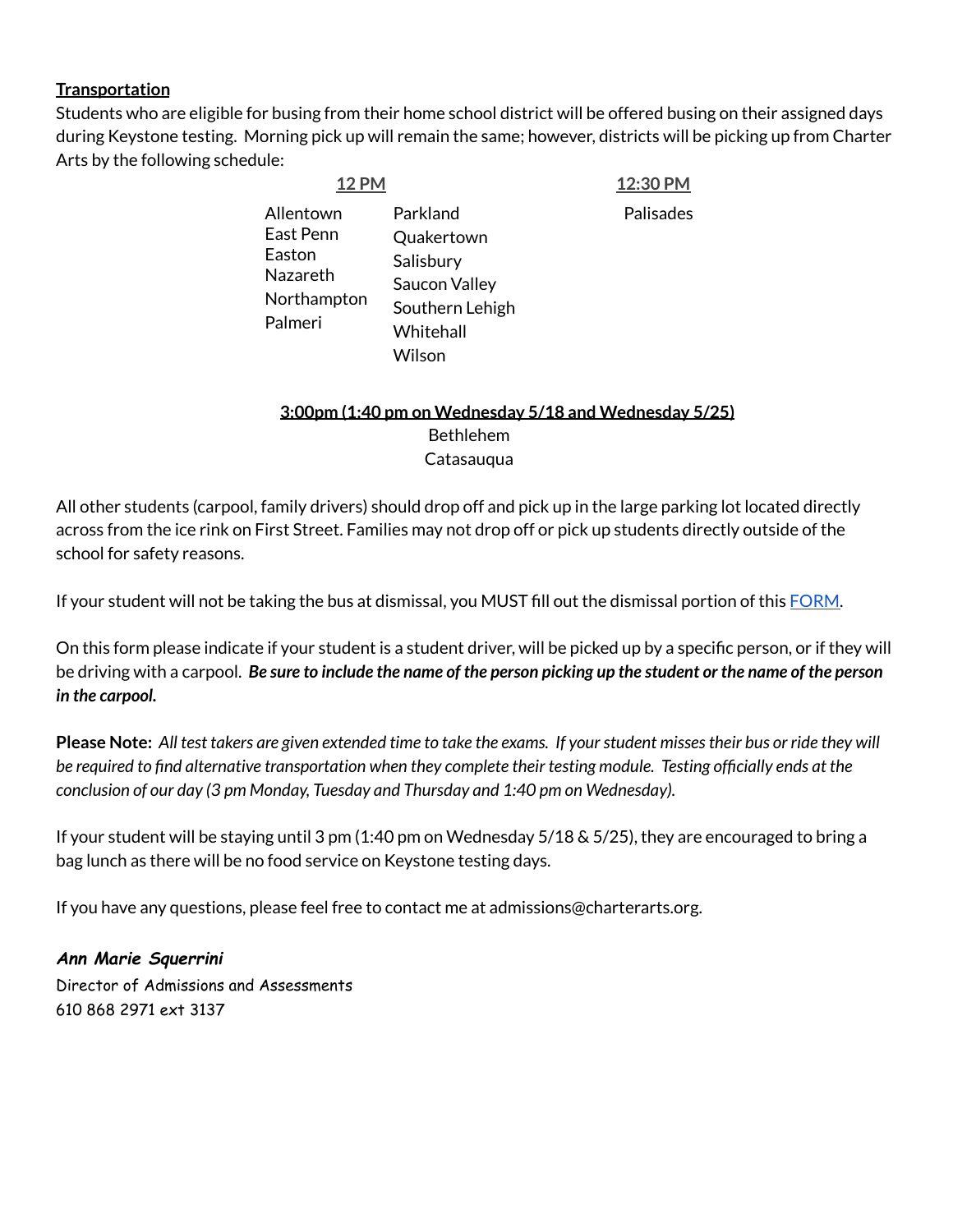**Transportation**

Students who are eligible for busing from their home school district will be offered busing on their assigned days during Keystone testing. Morning pick up will remain the same; however, districts will be picking up from Charter Arts by the following schedule:

**12 PM**

- Allentown
- East Penn
- Easton
- Nazareth
- Northampton
- Palmeri
- Parkland
- Quakertown
- Salisbury
- Saucon Valley
- Southern Lehigh
- Whitehall
- Wilson

**12:30 PM**

- Palisades

**3:00pm (1:40 pm on Wednesday 5/18 and Wednesday 5/25)**

- Bethlehem
- Catasauqua

All other students (carpool, family drivers) should drop off and pick up in the large parking lot located directly across from the ice rink on First Street. Families may not drop off or pick up students directly outside of the school for safety reasons.

If your student will not be taking the bus at dismissal, you MUST fill out the dismissal portion of this FORM.

On this form please indicate if your student is a student driver, will be picked up by a specific person, or if they will be driving with a carpool. ***Be sure to include the name of the person picking up the student or the name of the person in the carpool.***

**Please Note:** *All test takers are given extended time to take the exams. If your student misses their bus or ride they will be required to find alternative transportation when they complete their testing module. Testing officially ends at the conclusion of our day (3 pm Monday, Tuesday and Thursday and 1:40 pm on Wednesday).*

If your student will be staying until 3 pm (1:40 pm on Wednesday 5/18 & 5/25), they are encouraged to bring a bag lunch as there will be no food service on Keystone testing days.

If you have any questions, please feel free to contact me at admissions@charterarts.org.

***Ann Marie Squerrini***
Director of Admissions and Assessments
610 868 2971 ext 3137